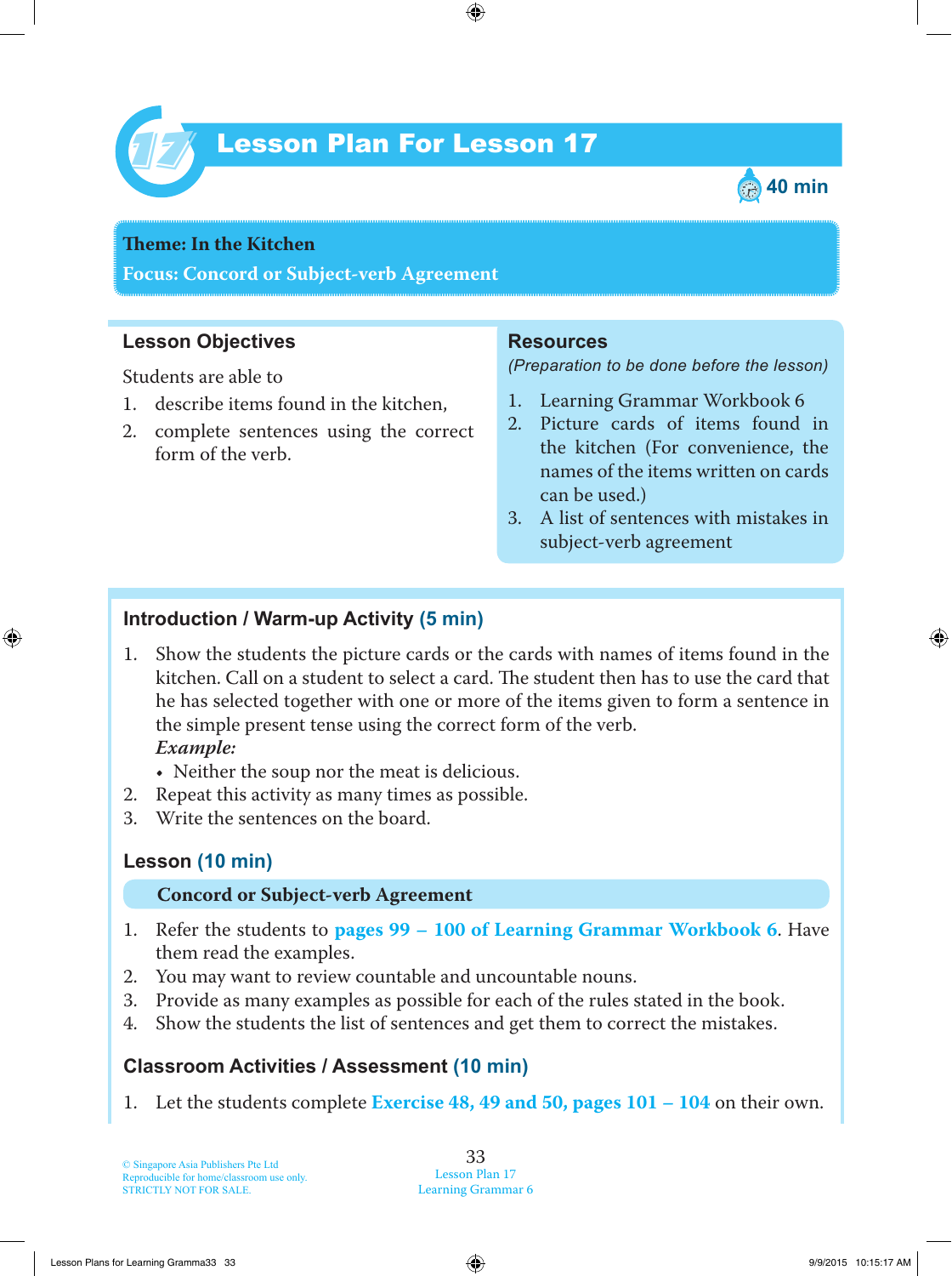# Lesson Plan For Lesson 17

40 min

**Theme: In the Kitchen**

**Focus: Concord or Subject-verb Agreement**

## Lesson Objectives

Students are able to

1. describe items found in the kitchen,
2. complete sentences using the correct form of the verb.

## Resources

*(Preparation to be done before the lesson)*

1. Learning Grammar Workbook 6
2. Picture cards of items found in the kitchen (For convenience, the names of the items written on cards can be used.)
3. A list of sentences with mistakes in subject-verb agreement

## Introduction / Warm-up Activity (5 min)

1. Show the students the picture cards or the cards with names of items found in the kitchen. Call on a student to select a card. The student then has to use the card that he has selected together with one or more of the items given to form a sentence in the simple present tense using the correct form of the verb.
   ***Example:***
   - Neither the soup nor the meat is delicious.
2. Repeat this activity as many times as possible.
3. Write the sentences on the board.

## Lesson (10 min)

**Concord or Subject-verb Agreement**

1. Refer the students to **pages 99 – 100 of Learning Grammar Workbook 6**. Have them read the examples.
2. You may want to review countable and uncountable nouns.
3. Provide as many examples as possible for each of the rules stated in the book.
4. Show the students the list of sentences and get them to correct the mistakes.

## Classroom Activities / Assessment (10 min)

1. Let the students complete **Exercise 48, 49 and 50, pages 101 – 104** on their own.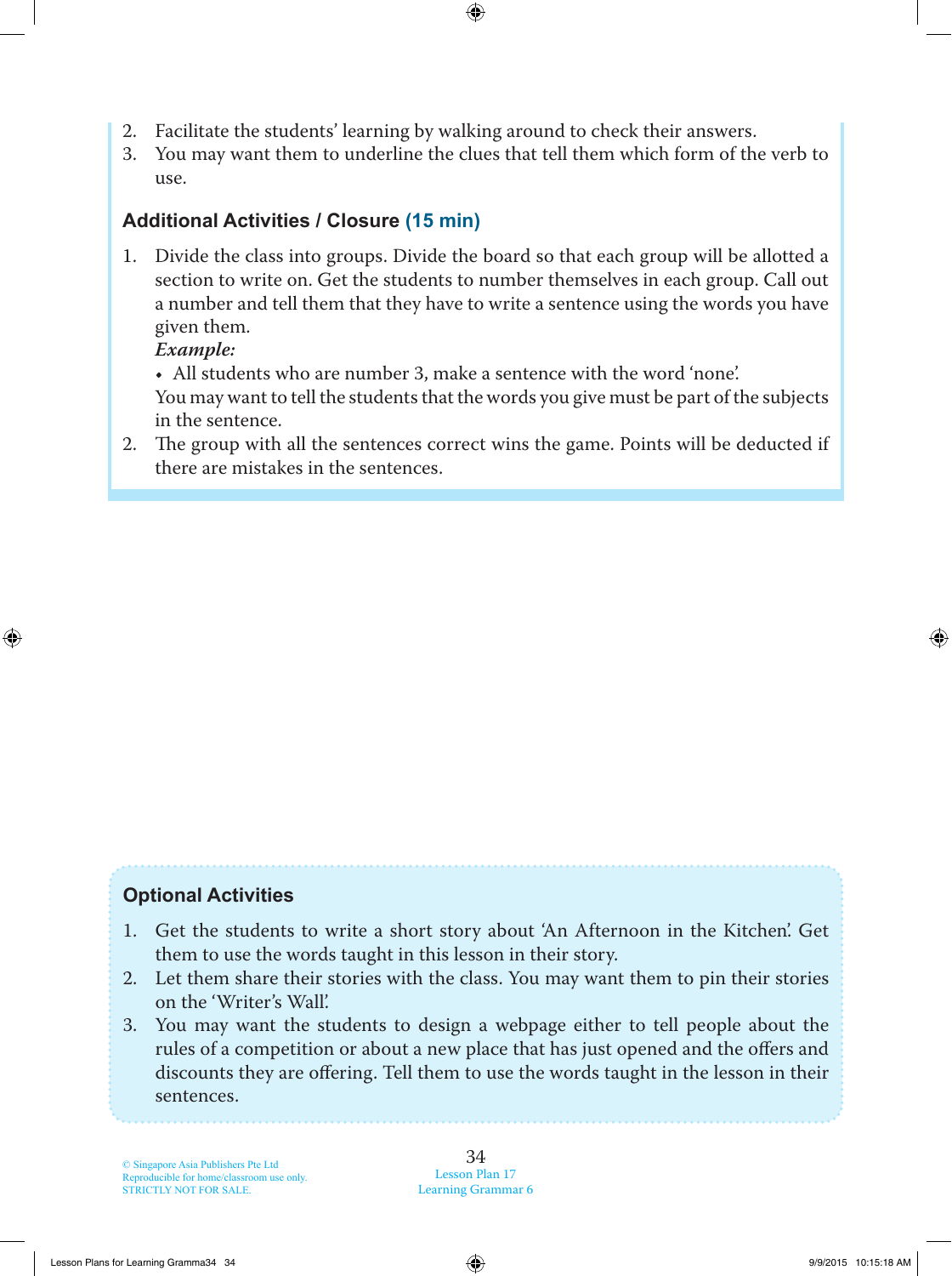2. Facilitate the students' learning by walking around to check their answers.
3. You may want them to underline the clues that tell them which form of the verb to use.

### Additional Activities / Closure (15 min)

1. Divide the class into groups. Divide the board so that each group will be allotted a section to write on. Get the students to number themselves in each group. Call out a number and tell them that they have to write a sentence using the words you have given them.

   ***Example:***

   - All students who are number 3, make a sentence with the word 'none'.

   You may want to tell the students that the words you give must be part of the subjects in the sentence.
2. The group with all the sentences correct wins the game. Points will be deducted if there are mistakes in the sentences.

### Optional Activities

1. Get the students to write a short story about 'An Afternoon in the Kitchen'. Get them to use the words taught in this lesson in their story.
2. Let them share their stories with the class. You may want them to pin their stories on the 'Writer's Wall'.
3. You may want the students to design a webpage either to tell people about the rules of a competition or about a new place that has just opened and the offers and discounts they are offering. Tell them to use the words taught in the lesson in their sentences.

© Singapore Asia Publishers Pte Ltd
Reproducible for home/classroom use only.
STRICTLY NOT FOR SALE.